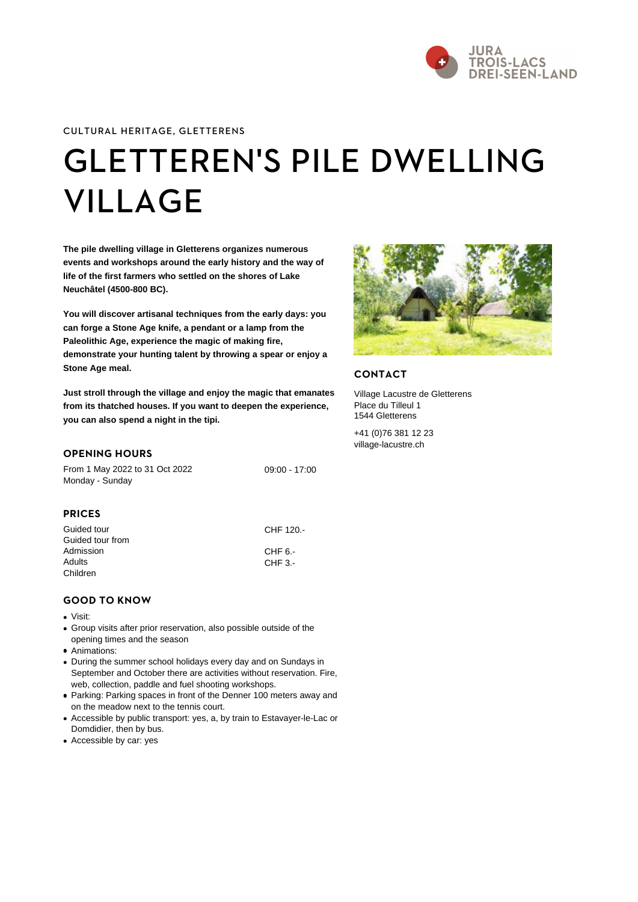CULTURAL HERITAGE, GLETTERENS

# GLETTEREN'S PILE DWELLING VILLAGE

**The pile dwelling village in Gletterens organizes numerous events and workshops around the early history and the way of life of the first farmers who settled on the shores of Lake Neuchâtel (4500-800 BC).**

**You will discover artisanal techniques from the early days: you can forge a Stone Age knife, a pendant or a lamp from the Paleolithic Age, experience the magic of making fire, demonstrate your hunting talent by throwing a spear or enjoy a Stone Age meal.**

**Just stroll through the village and enjoy the magic that emanates from its thatched houses. If you want to deepen the experience, you can also spend a night in the tipi.**

## CONTACT

Village Lacustre de Gletterens
Place du Tilleul 1
1544 Gletterens

+41 (0)76 381 12 23
village-lacustre.ch

## OPENING HOURS

| | |
|---|---|
| From 1 May 2022 to 31 Oct 2022<br>Monday - Sunday | 09:00 - 17:00 |

## PRICES

| | |
|---|---|
| Guided tour | CHF 120.- |
| Guided tour from | |
| Admission | CHF 6.- |
| Adults | CHF 3.- |
| Children | |

## GOOD TO KNOW

- Visit:
- Group visits after prior reservation, also possible outside of the opening times and the season
- Animations:
- During the summer school holidays every day and on Sundays in September and October there are activities without reservation. Fire, web, collection, paddle and fuel shooting workshops.
- Parking: Parking spaces in front of the Denner 100 meters away and on the meadow next to the tennis court.
- Accessible by public transport: yes, a, by train to Estavayer-le-Lac or Domdidier, then by bus.
- Accessible by car: yes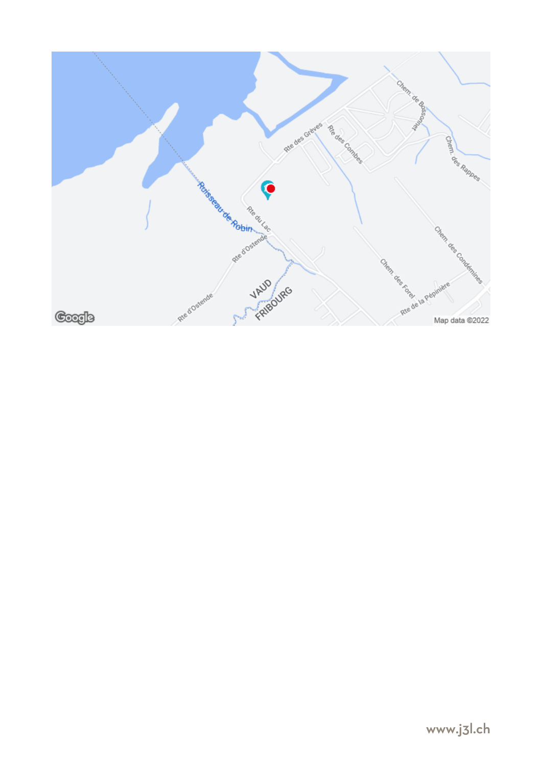Rte des Grèves

Rte des Combes

Chem. de Bossonnet

Chem. des Rappes

Ruisseau de Robin

Rte du Lac

Rte d'Ostende

Rte d'Ostende

VAUD

FRIBOURG

Chem. des Forel

Chem. des Condémines

Rte de la Pépinière

Google

Map data ©2022